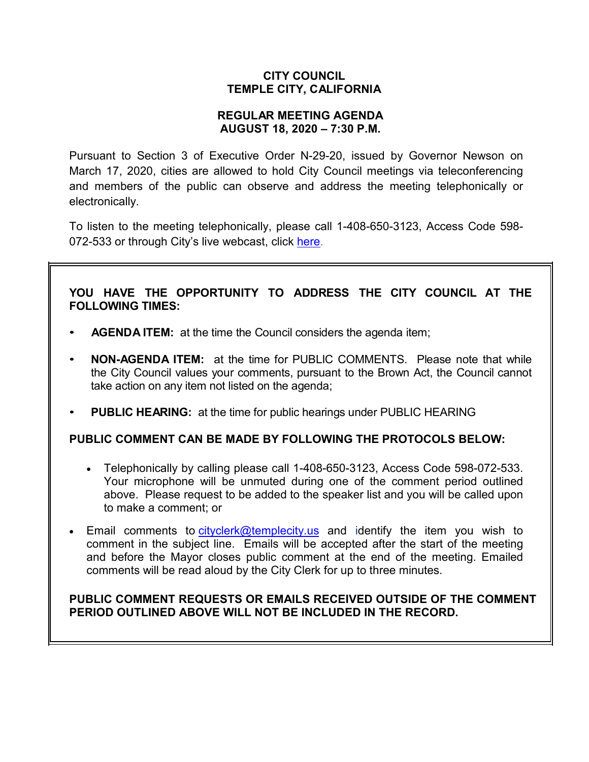**CITY COUNCIL**
**TEMPLE CITY, CALIFORNIA**

**REGULAR MEETING AGENDA**
**AUGUST 18, 2020 – 7:30 P.M.**

Pursuant to Section 3 of Executive Order N-29-20, issued by Governor Newson on March 17, 2020, cities are allowed to hold City Council meetings via teleconferencing and members of the public can observe and address the meeting telephonically or electronically.

To listen to the meeting telephonically, please call 1-408-650-3123, Access Code 598-072-533 or through City's live webcast, click here.

**YOU HAVE THE OPPORTUNITY TO ADDRESS THE CITY COUNCIL AT THE FOLLOWING TIMES:**

- **AGENDA ITEM:** at the time the Council considers the agenda item;
- **NON-AGENDA ITEM:** at the time for PUBLIC COMMENTS. Please note that while the City Council values your comments, pursuant to the Brown Act, the Council cannot take action on any item not listed on the agenda;
- **PUBLIC HEARING:** at the time for public hearings under PUBLIC HEARING

**PUBLIC COMMENT CAN BE MADE BY FOLLOWING THE PROTOCOLS BELOW:**

- Telephonically by calling please call 1-408-650-3123, Access Code 598-072-533. Your microphone will be unmuted during one of the comment period outlined above. Please request to be added to the speaker list and you will be called upon to make a comment; or
- Email comments to cityclerk@templecity.us and identify the item you wish to comment in the subject line. Emails will be accepted after the start of the meeting and before the Mayor closes public comment at the end of the meeting. Emailed comments will be read aloud by the City Clerk for up to three minutes.

**PUBLIC COMMENT REQUESTS OR EMAILS RECEIVED OUTSIDE OF THE COMMENT PERIOD OUTLINED ABOVE WILL NOT BE INCLUDED IN THE RECORD.**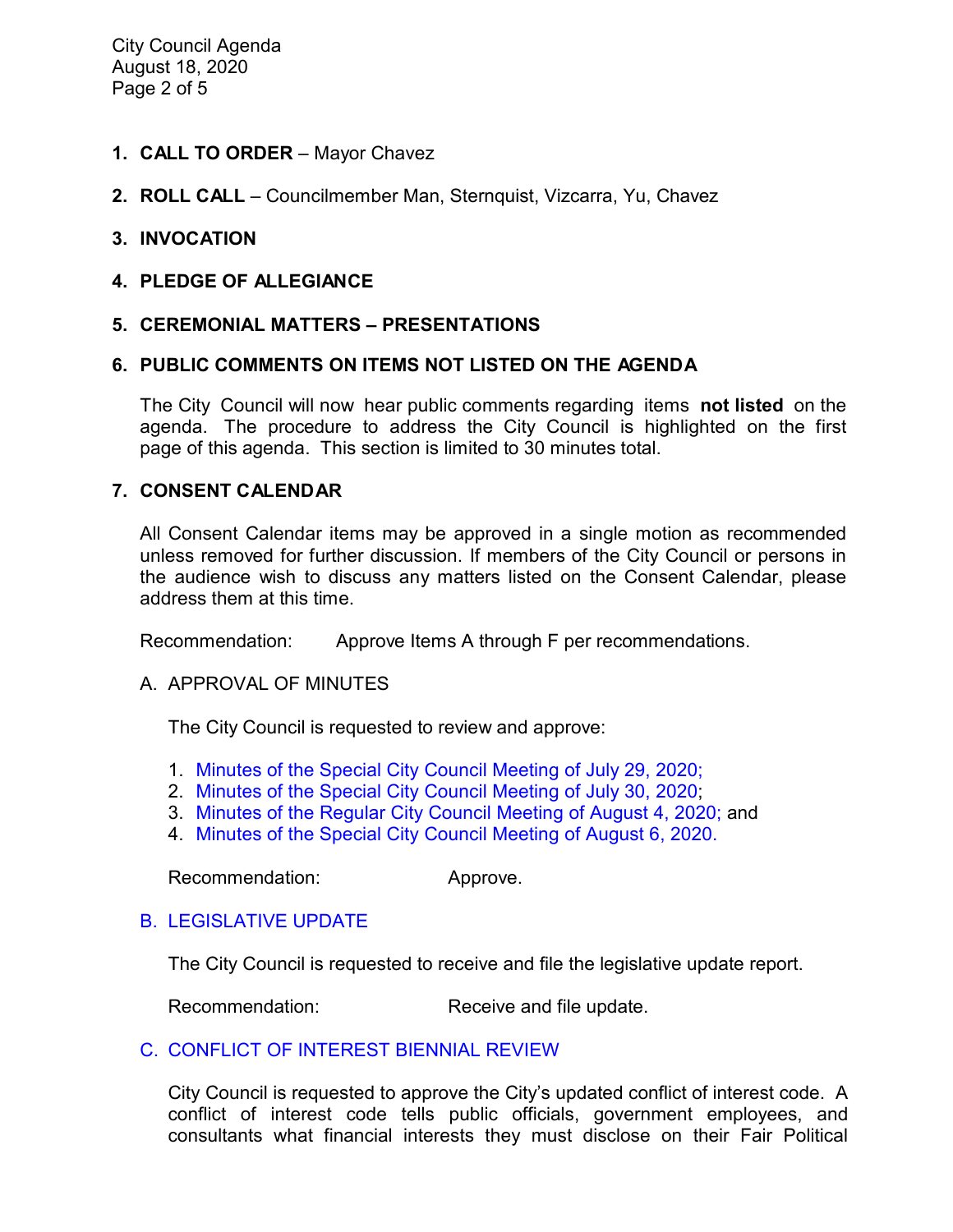**1. CALL TO ORDER** – Mayor Chavez

**2. ROLL CALL** – Councilmember Man, Sternquist, Vizcarra, Yu, Chavez

**3. INVOCATION**

**4. PLEDGE OF ALLEGIANCE**

**5. CEREMONIAL MATTERS – PRESENTATIONS**

**6. PUBLIC COMMENTS ON ITEMS NOT LISTED ON THE AGENDA**

The City Council will now hear public comments regarding items **not listed** on the agenda. The procedure to address the City Council is highlighted on the first page of this agenda. This section is limited to 30 minutes total.

**7. CONSENT CALENDAR**

All Consent Calendar items may be approved in a single motion as recommended unless removed for further discussion. If members of the City Council or persons in the audience wish to discuss any matters listed on the Consent Calendar, please address them at this time.

Recommendation: Approve Items A through F per recommendations.

A. APPROVAL OF MINUTES

The City Council is requested to review and approve:

1. Minutes of the Special City Council Meeting of July 29, 2020;
2. Minutes of the Special City Council Meeting of July 30, 2020;
3. Minutes of the Regular City Council Meeting of August 4, 2020; and
4. Minutes of the Special City Council Meeting of August 6, 2020.

Recommendation: Approve.

B. LEGISLATIVE UPDATE

The City Council is requested to receive and file the legislative update report.

Recommendation: Receive and file update.

C. CONFLICT OF INTEREST BIENNIAL REVIEW

City Council is requested to approve the City's updated conflict of interest code. A conflict of interest code tells public officials, government employees, and consultants what financial interests they must disclose on their Fair Political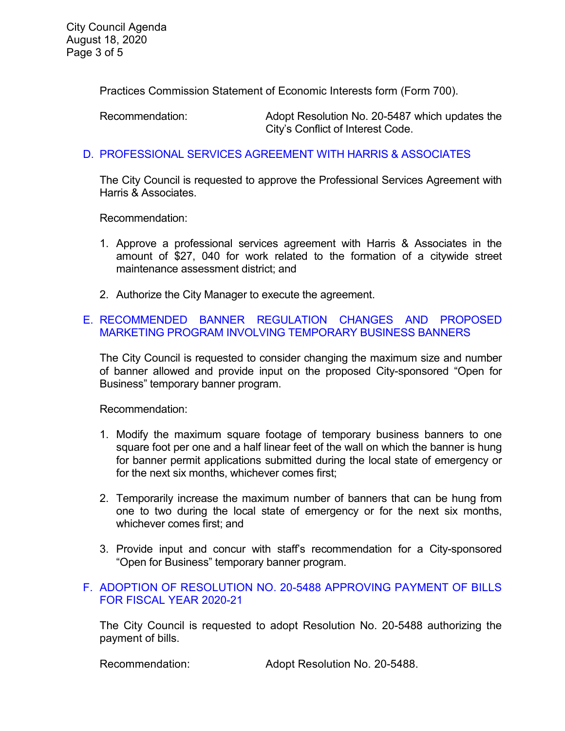Practices Commission Statement of Economic Interests form (Form 700).

Recommendation: Adopt Resolution No. 20-5487 which updates the City's Conflict of Interest Code.

### D. PROFESSIONAL SERVICES AGREEMENT WITH HARRIS & ASSOCIATES

The City Council is requested to approve the Professional Services Agreement with Harris & Associates.

Recommendation:

1. Approve a professional services agreement with Harris & Associates in the amount of $27, 040 for work related to the formation of a citywide street maintenance assessment district; and

2. Authorize the City Manager to execute the agreement.

### E. RECOMMENDED BANNER REGULATION CHANGES AND PROPOSED MARKETING PROGRAM INVOLVING TEMPORARY BUSINESS BANNERS

The City Council is requested to consider changing the maximum size and number of banner allowed and provide input on the proposed City-sponsored "Open for Business" temporary banner program.

Recommendation:

1. Modify the maximum square footage of temporary business banners to one square foot per one and a half linear feet of the wall on which the banner is hung for banner permit applications submitted during the local state of emergency or for the next six months, whichever comes first;

2. Temporarily increase the maximum number of banners that can be hung from one to two during the local state of emergency or for the next six months, whichever comes first; and

3. Provide input and concur with staff's recommendation for a City-sponsored "Open for Business" temporary banner program.

### F. ADOPTION OF RESOLUTION NO. 20-5488 APPROVING PAYMENT OF BILLS FOR FISCAL YEAR 2020-21

The City Council is requested to adopt Resolution No. 20-5488 authorizing the payment of bills.

Recommendation: Adopt Resolution No. 20-5488.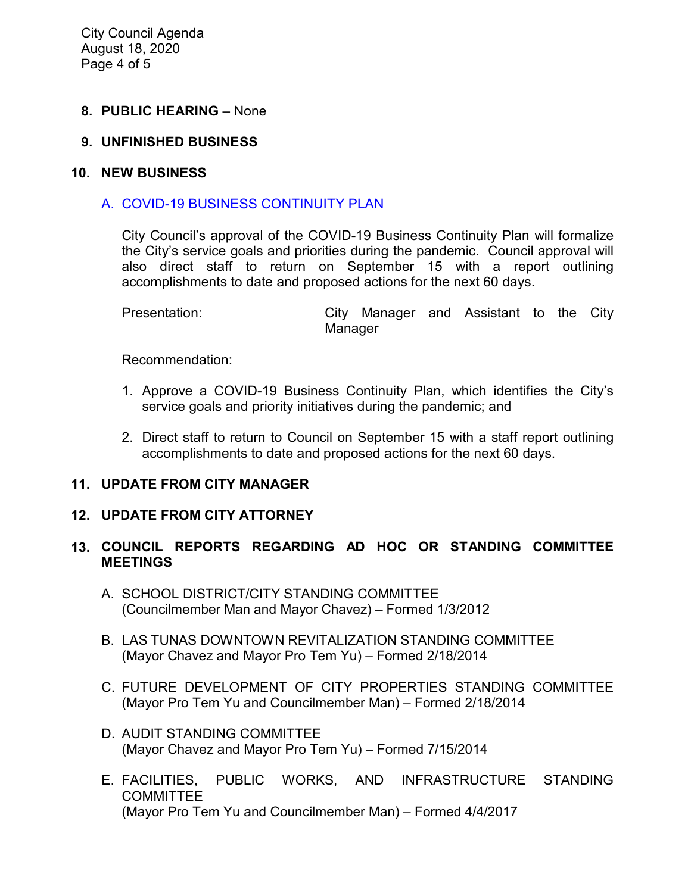**8. PUBLIC HEARING** – None

**9. UNFINISHED BUSINESS**

**10. NEW BUSINESS**

A. COVID-19 BUSINESS CONTINUITY PLAN

City Council's approval of the COVID-19 Business Continuity Plan will formalize the City's service goals and priorities during the pandemic. Council approval will also direct staff to return on September 15 with a report outlining accomplishments to date and proposed actions for the next 60 days.

Presentation: City Manager and Assistant to the City Manager

Recommendation:

1. Approve a COVID-19 Business Continuity Plan, which identifies the City's service goals and priority initiatives during the pandemic; and
2. Direct staff to return to Council on September 15 with a staff report outlining accomplishments to date and proposed actions for the next 60 days.

**11. UPDATE FROM CITY MANAGER**

**12. UPDATE FROM CITY ATTORNEY**

**13. COUNCIL REPORTS REGARDING AD HOC OR STANDING COMMITTEE MEETINGS**

A. SCHOOL DISTRICT/CITY STANDING COMMITTEE
(Councilmember Man and Mayor Chavez) – Formed 1/3/2012

B. LAS TUNAS DOWNTOWN REVITALIZATION STANDING COMMITTEE
(Mayor Chavez and Mayor Pro Tem Yu) – Formed 2/18/2014

C. FUTURE DEVELOPMENT OF CITY PROPERTIES STANDING COMMITTEE
(Mayor Pro Tem Yu and Councilmember Man) – Formed 2/18/2014

D. AUDIT STANDING COMMITTEE
(Mayor Chavez and Mayor Pro Tem Yu) – Formed 7/15/2014

E. FACILITIES, PUBLIC WORKS, AND INFRASTRUCTURE STANDING COMMITTEE
(Mayor Pro Tem Yu and Councilmember Man) – Formed 4/4/2017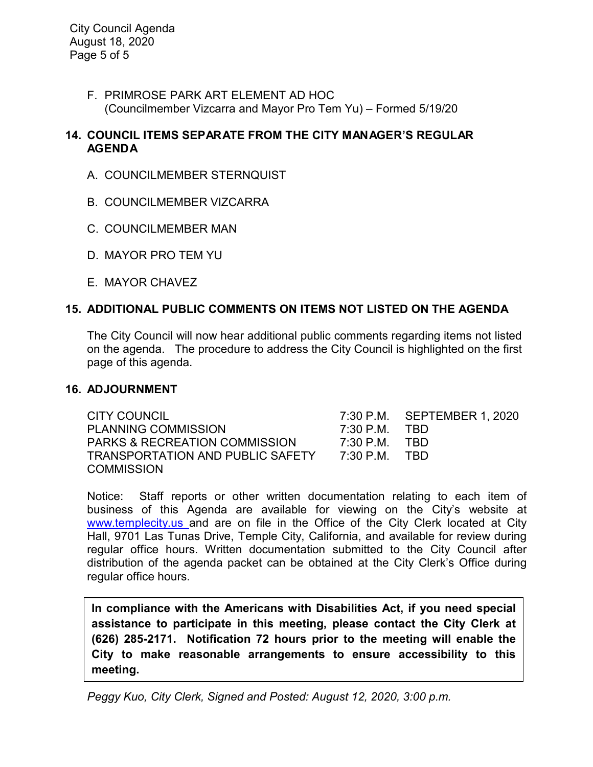F. PRIMROSE PARK ART ELEMENT AD HOC
(Councilmember Vizcarra and Mayor Pro Tem Yu) – Formed 5/19/20

## 14. COUNCIL ITEMS SEPARATE FROM THE CITY MANAGER'S REGULAR AGENDA

A. COUNCILMEMBER STERNQUIST

B. COUNCILMEMBER VIZCARRA

C. COUNCILMEMBER MAN

D. MAYOR PRO TEM YU

E. MAYOR CHAVEZ

## 15. ADDITIONAL PUBLIC COMMENTS ON ITEMS NOT LISTED ON THE AGENDA

The City Council will now hear additional public comments regarding items not listed on the agenda. The procedure to address the City Council is highlighted on the first page of this agenda.

## 16. ADJOURNMENT

| | | |
|---|---|---|
| CITY COUNCIL | 7:30 P.M. | SEPTEMBER 1, 2020 |
| PLANNING COMMISSION | 7:30 P.M. | TBD |
| PARKS & RECREATION COMMISSION | 7:30 P.M. | TBD |
| TRANSPORTATION AND PUBLIC SAFETY COMMISSION | 7:30 P.M. | TBD |

Notice: Staff reports or other written documentation relating to each item of business of this Agenda are available for viewing on the City's website at www.templecity.us and are on file in the Office of the City Clerk located at City Hall, 9701 Las Tunas Drive, Temple City, California, and available for review during regular office hours. Written documentation submitted to the City Council after distribution of the agenda packet can be obtained at the City Clerk's Office during regular office hours.

**In compliance with the Americans with Disabilities Act, if you need special assistance to participate in this meeting, please contact the City Clerk at (626) 285-2171. Notification 72 hours prior to the meeting will enable the City to make reasonable arrangements to ensure accessibility to this meeting.**

*Peggy Kuo, City Clerk, Signed and Posted: August 12, 2020, 3:00 p.m.*